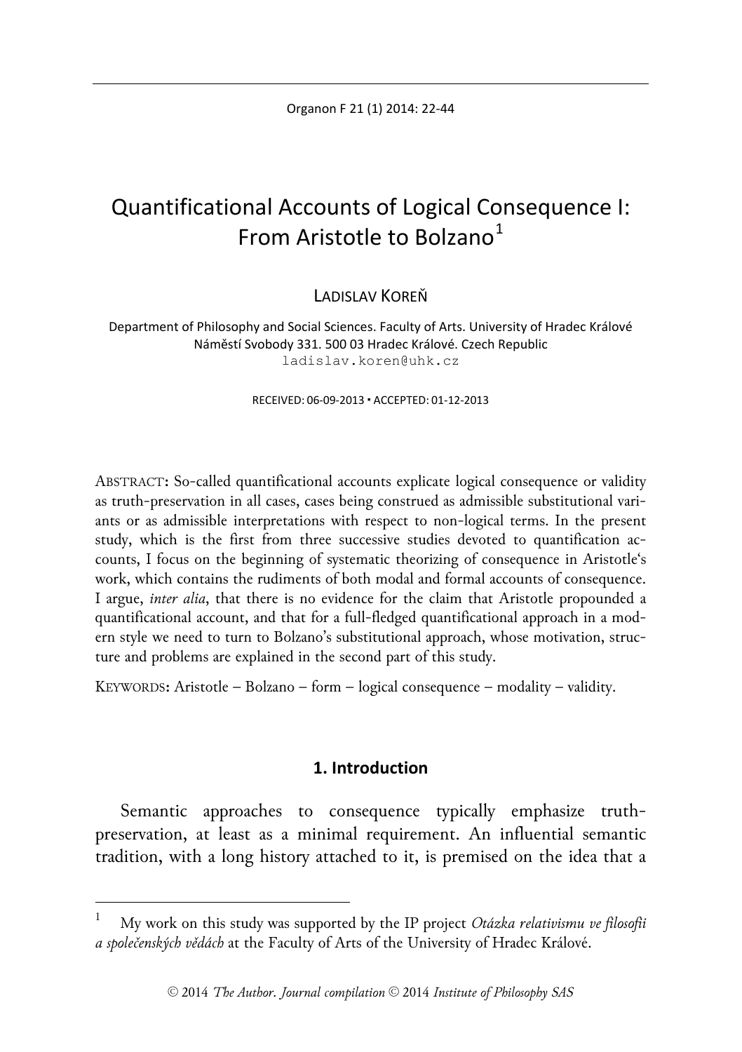# Quantificational Accounts of Logical Consequence I: From Aristotle to Bolzano[1]

LADISLAV KOREŇ

Department of Philosophy and Social Sciences. Faculty of Arts. University of Hradec Králové
Náměstí Svobody 331. 500 03 Hradec Králové. Czech Republic
ladislav.koren@uhk.cz

RECEIVED: 06-09-2013 ▪ ACCEPTED: 01-12-2013

ABSTRACT: So-called quantificational accounts explicate logical consequence or validity as truth-preservation in all cases, cases being construed as admissible substitutional variants or as admissible interpretations with respect to non-logical terms. In the present study, which is the first from three successive studies devoted to quantification accounts, I focus on the beginning of systematic theorizing of consequence in Aristotle's work, which contains the rudiments of both modal and formal accounts of consequence. I argue, *inter alia*, that there is no evidence for the claim that Aristotle propounded a quantificational account, and that for a full-fledged quantificational approach in a modern style we need to turn to Bolzano's substitutional approach, whose motivation, structure and problems are explained in the second part of this study.

KEYWORDS: Aristotle – Bolzano – form – logical consequence – modality – validity.

## 1. Introduction

Semantic approaches to consequence typically emphasize truth-preservation, at least as a minimal requirement. An influential semantic tradition, with a long history attached to it, is premised on the idea that a

[1] My work on this study was supported by the IP project *Otázka relativismu ve filosofii a společenských vědách* at the Faculty of Arts of the University of Hradec Králové.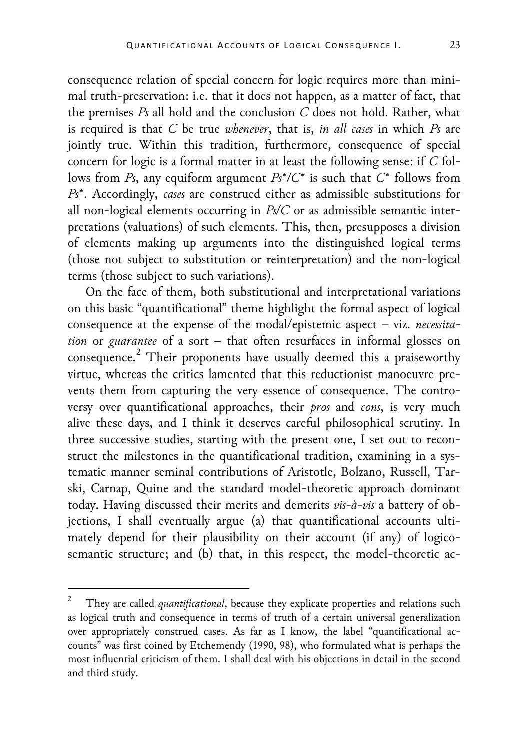consequence relation of special concern for logic requires more than minimal truth-preservation: i.e. that it does not happen, as a matter of fact, that the premises *Ps* all hold and the conclusion *C* does not hold. Rather, what is required is that *C* be true *whenever*, that is, *in all cases* in which *Ps* are jointly true. Within this tradition, furthermore, consequence of special concern for logic is a formal matter in at least the following sense: if *C* follows from *Ps*, any equiform argument *Ps*\*/*C*\* is such that *C*\* follows from *Ps*\*. Accordingly, *cases* are construed either as admissible substitutions for all non-logical elements occurring in *Ps*/*C* or as admissible semantic interpretations (valuations) of such elements. This, then, presupposes a division of elements making up arguments into the distinguished logical terms (those not subject to substitution or reinterpretation) and the non-logical terms (those subject to such variations).

On the face of them, both substitutional and interpretational variations on this basic "quantificational" theme highlight the formal aspect of logical consequence at the expense of the modal/epistemic aspect – viz. *necessitation* or *guarantee* of a sort – that often resurfaces in informal glosses on consequence.[2] Their proponents have usually deemed this a praiseworthy virtue, whereas the critics lamented that this reductionist manoeuvre prevents them from capturing the very essence of consequence. The controversy over quantificational approaches, their *pros* and *cons*, is very much alive these days, and I think it deserves careful philosophical scrutiny. In three successive studies, starting with the present one, I set out to reconstruct the milestones in the quantificational tradition, examining in a systematic manner seminal contributions of Aristotle, Bolzano, Russell, Tarski, Carnap, Quine and the standard model-theoretic approach dominant today. Having discussed their merits and demerits *vis-à-vis* a battery of objections, I shall eventually argue (a) that quantificational accounts ultimately depend for their plausibility on their account (if any) of logico-semantic structure; and (b) that, in this respect, the model-theoretic ac-

---

[2] They are called *quantificational*, because they explicate properties and relations such as logical truth and consequence in terms of truth of a certain universal generalization over appropriately construed cases. As far as I know, the label "quantificational accounts" was first coined by Etchemendy (1990, 98), who formulated what is perhaps the most influential criticism of them. I shall deal with his objections in detail in the second and third study.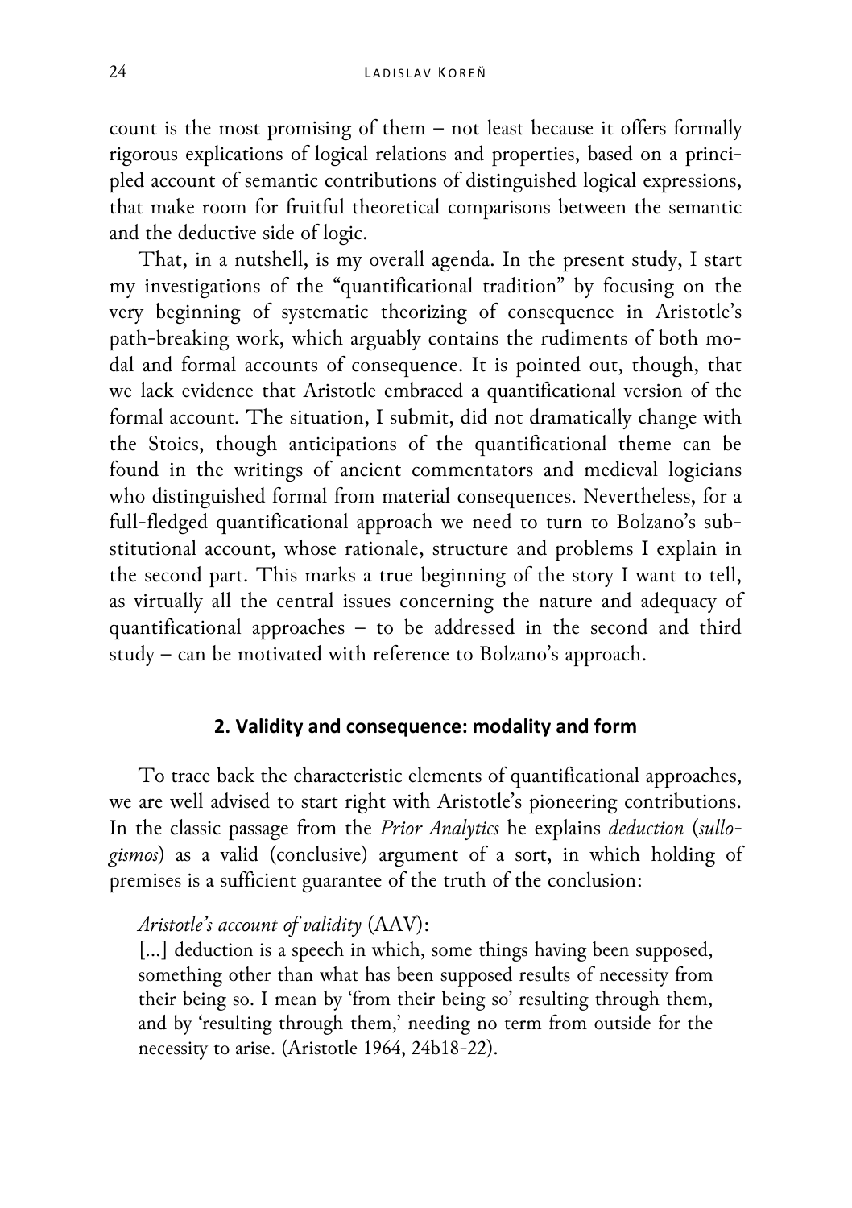count is the most promising of them – not least because it offers formally rigorous explications of logical relations and properties, based on a principled account of semantic contributions of distinguished logical expressions, that make room for fruitful theoretical comparisons between the semantic and the deductive side of logic.

That, in a nutshell, is my overall agenda. In the present study, I start my investigations of the "quantificational tradition" by focusing on the very beginning of systematic theorizing of consequence in Aristotle's path-breaking work, which arguably contains the rudiments of both modal and formal accounts of consequence. It is pointed out, though, that we lack evidence that Aristotle embraced a quantificational version of the formal account. The situation, I submit, did not dramatically change with the Stoics, though anticipations of the quantificational theme can be found in the writings of ancient commentators and medieval logicians who distinguished formal from material consequences. Nevertheless, for a full-fledged quantificational approach we need to turn to Bolzano's substitutional account, whose rationale, structure and problems I explain in the second part. This marks a true beginning of the story I want to tell, as virtually all the central issues concerning the nature and adequacy of quantificational approaches – to be addressed in the second and third study – can be motivated with reference to Bolzano's approach.

## 2. Validity and consequence: modality and form

To trace back the characteristic elements of quantificational approaches, we are well advised to start right with Aristotle's pioneering contributions. In the classic passage from the *Prior Analytics* he explains *deduction* (*sullogismos*) as a valid (conclusive) argument of a sort, in which holding of premises is a sufficient guarantee of the truth of the conclusion:

> *Aristotle's account of validity* (AAV):
> [...] deduction is a speech in which, some things having been supposed, something other than what has been supposed results of necessity from their being so. I mean by 'from their being so' resulting through them, and by 'resulting through them,' needing no term from outside for the necessity to arise. (Aristotle 1964, 24b18-22).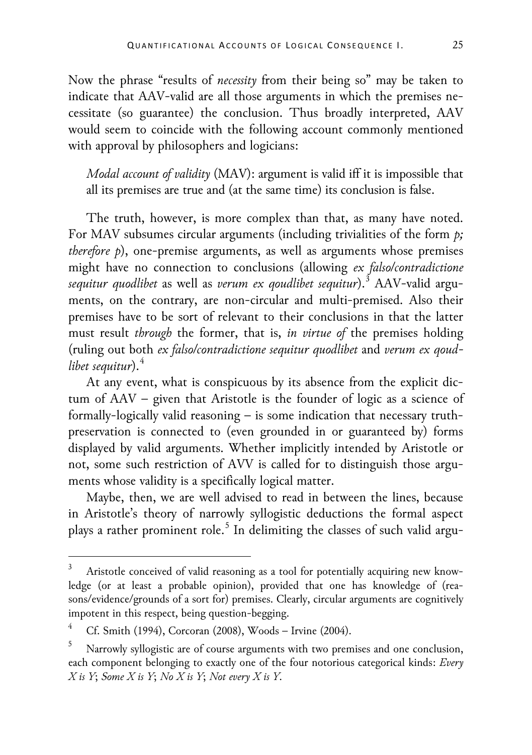Now the phrase "results of *necessity* from their being so" may be taken to indicate that AAV-valid are all those arguments in which the premises necessitate (so guarantee) the conclusion. Thus broadly interpreted, AAV would seem to coincide with the following account commonly mentioned with approval by philosophers and logicians:

> *Modal account of validity* (MAV): argument is valid iff it is impossible that all its premises are true and (at the same time) its conclusion is false.

The truth, however, is more complex than that, as many have noted. For MAV subsumes circular arguments (including trivialities of the form *p; therefore p*), one-premise arguments, as well as arguments whose premises might have no connection to conclusions (allowing *ex falso/contradictione sequitur quodlibet* as well as *verum ex qoudlibet sequitur*).[3] AAV-valid arguments, on the contrary, are non-circular and multi-premised. Also their premises have to be sort of relevant to their conclusions in that the latter must result *through* the former, that is, *in virtue of* the premises holding (ruling out both *ex falso/contradictione sequitur quodlibet* and *verum ex qoudlibet sequitur*).[4]

At any event, what is conspicuous by its absence from the explicit dictum of AAV – given that Aristotle is the founder of logic as a science of formally-logically valid reasoning – is some indication that necessary truth-preservation is connected to (even grounded in or guaranteed by) forms displayed by valid arguments. Whether implicitly intended by Aristotle or not, some such restriction of AVV is called for to distinguish those arguments whose validity is a specifically logical matter.

Maybe, then, we are well advised to read in between the lines, because in Aristotle's theory of narrowly syllogistic deductions the formal aspect plays a rather prominent role.[5] In delimiting the classes of such valid argu-

---

[3] Aristotle conceived of valid reasoning as a tool for potentially acquiring new knowledge (or at least a probable opinion), provided that one has knowledge of (reasons/evidence/grounds of a sort for) premises. Clearly, circular arguments are cognitively impotent in this respect, being question-begging.

[4] Cf. Smith (1994), Corcoran (2008), Woods – Irvine (2004).

[5] Narrowly syllogistic are of course arguments with two premises and one conclusion, each component belonging to exactly one of the four notorious categorical kinds: *Every X is Y*; *Some X is Y*; *No X is Y*; *Not every X is Y*.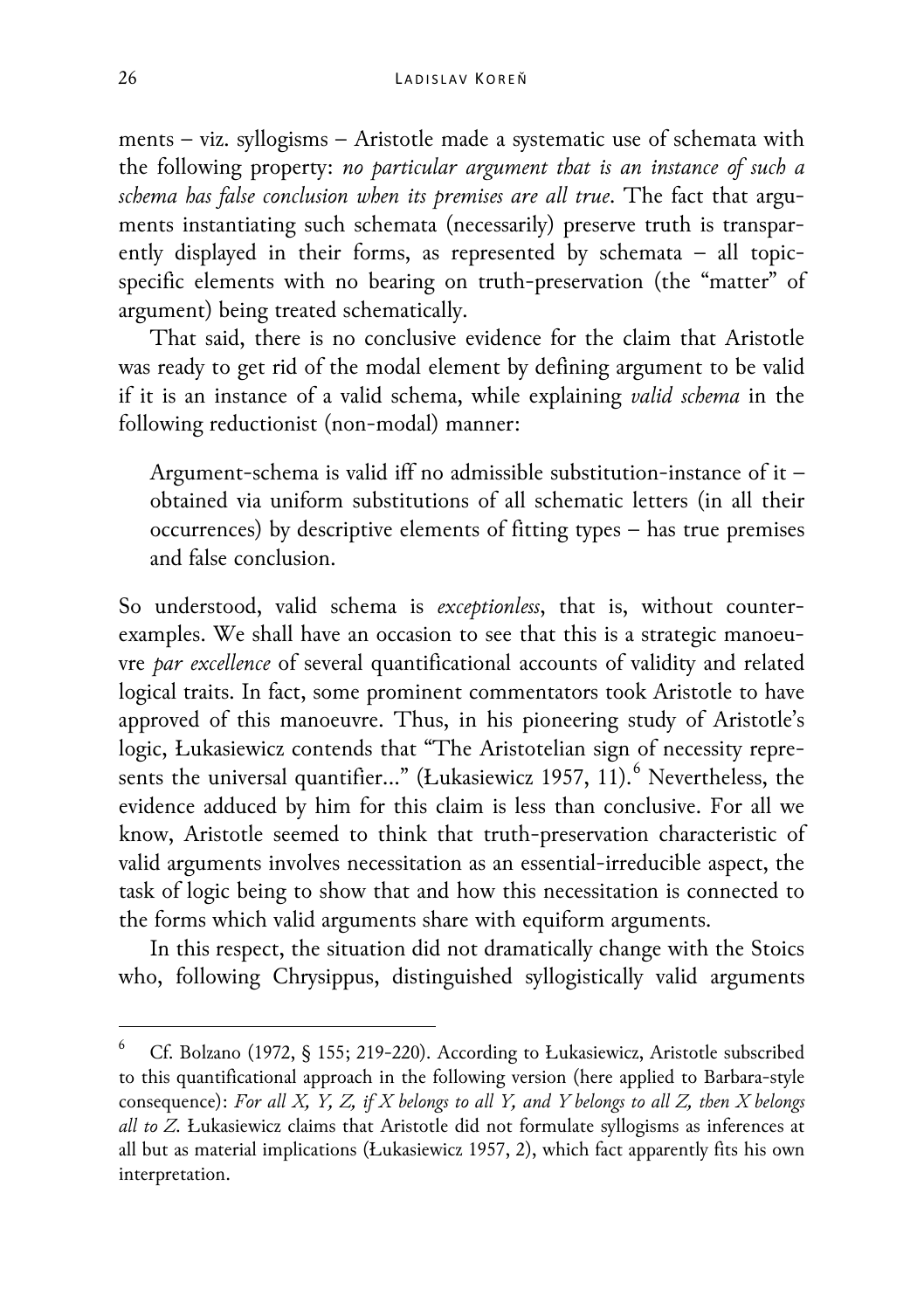ments – viz. syllogisms – Aristotle made a systematic use of schemata with the following property: *no particular argument that is an instance of such a schema has false conclusion when its premises are all true*. The fact that arguments instantiating such schemata (necessarily) preserve truth is transparently displayed in their forms, as represented by schemata – all topic-specific elements with no bearing on truth-preservation (the "matter" of argument) being treated schematically.

That said, there is no conclusive evidence for the claim that Aristotle was ready to get rid of the modal element by defining argument to be valid if it is an instance of a valid schema, while explaining *valid schema* in the following reductionist (non-modal) manner:

> Argument-schema is valid iff no admissible substitution-instance of it – obtained via uniform substitutions of all schematic letters (in all their occurrences) by descriptive elements of fitting types – has true premises and false conclusion.

So understood, valid schema is *exceptionless*, that is, without counter-examples. We shall have an occasion to see that this is a strategic manoeuvre *par excellence* of several quantificational accounts of validity and related logical traits. In fact, some prominent commentators took Aristotle to have approved of this manoeuvre. Thus, in his pioneering study of Aristotle's logic, Łukasiewicz contends that "The Aristotelian sign of necessity represents the universal quantifier…" (Łukasiewicz 1957, 11).[6] Nevertheless, the evidence adduced by him for this claim is less than conclusive. For all we know, Aristotle seemed to think that truth-preservation characteristic of valid arguments involves necessitation as an essential-irreducible aspect, the task of logic being to show that and how this necessitation is connected to the forms which valid arguments share with equiform arguments.

In this respect, the situation did not dramatically change with the Stoics who, following Chrysippus, distinguished syllogistically valid arguments

---

[6] Cf. Bolzano (1972, § 155; 219-220). According to Łukasiewicz, Aristotle subscribed to this quantificational approach in the following version (here applied to Barbara-style consequence): *For all X, Y, Z, if X belongs to all Y, and Y belongs to all Z, then X belongs all to Z*. Łukasiewicz claims that Aristotle did not formulate syllogisms as inferences at all but as material implications (Łukasiewicz 1957, 2), which fact apparently fits his own interpretation.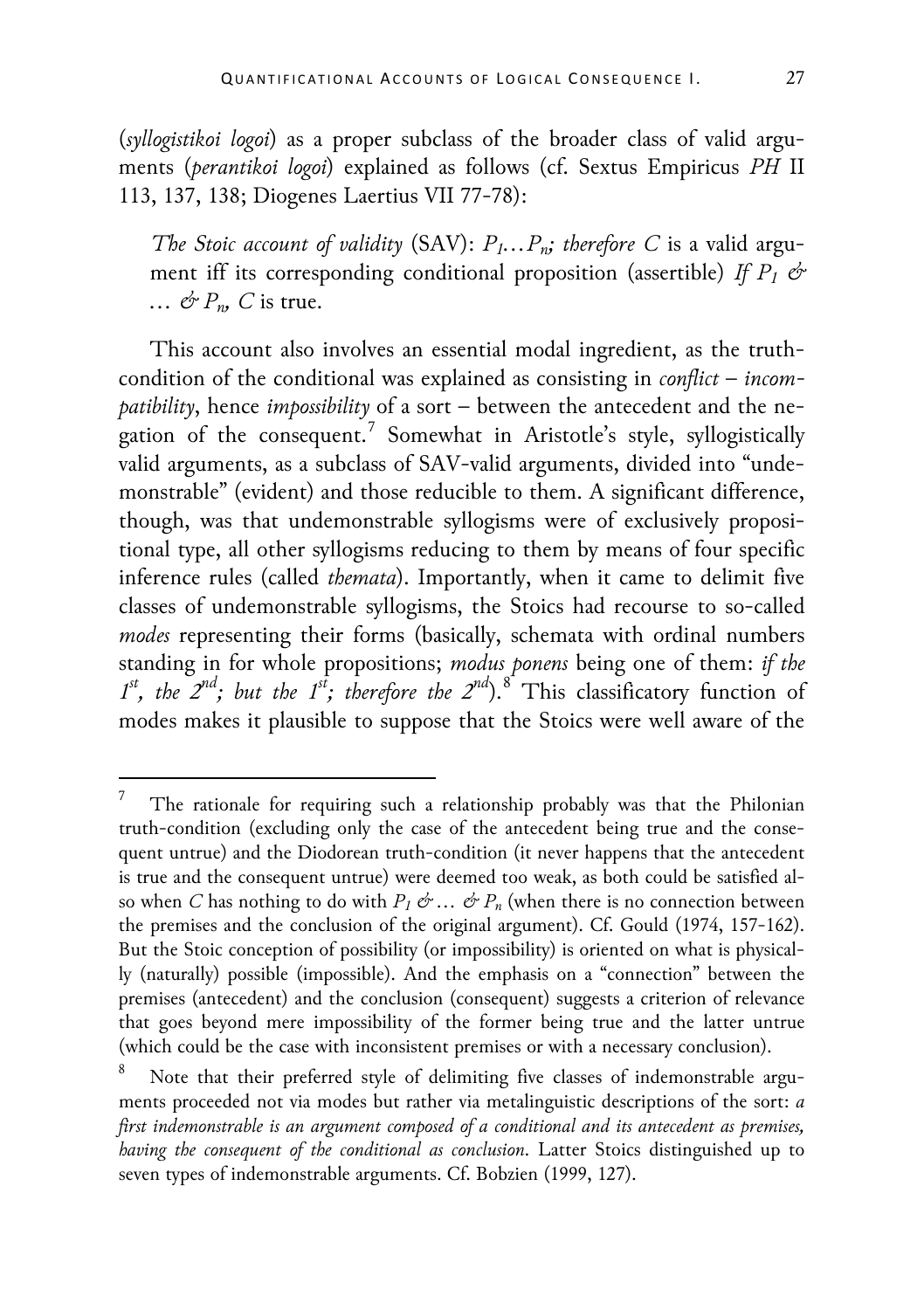(*syllogistikoi logoi*) as a proper subclass of the broader class of valid arguments (*perantikoi logoi*) explained as follows (cf. Sextus Empiricus *PH* II 113, 137, 138; Diogenes Laertius VII 77-78):

> *The Stoic account of validity* (SAV): *$P_1 \ldots P_n$; therefore C* is a valid argument iff its corresponding conditional proposition (assertible) *If $P_1$ & … & $P_n$, C* is true.

This account also involves an essential modal ingredient, as the truth-condition of the conditional was explained as consisting in *conflict* – *incompatibility*, hence *impossibility* of a sort – between the antecedent and the negation of the consequent.[7] Somewhat in Aristotle's style, syllogistically valid arguments, as a subclass of SAV-valid arguments, divided into "undemonstrable" (evident) and those reducible to them. A significant difference, though, was that undemonstrable syllogisms were of exclusively propositional type, all other syllogisms reducing to them by means of four specific inference rules (called *themata*). Importantly, when it came to delimit five classes of undemonstrable syllogisms, the Stoics had recourse to so-called *modes* representing their forms (basically, schemata with ordinal numbers standing in for whole propositions; *modus ponens* being one of them: *if the* $1^{st}$*, the* $2^{nd}$*; but the* $1^{st}$*; therefore the* $2^{nd}$).[8] This classificatory function of modes makes it plausible to suppose that the Stoics were well aware of the

---

[7] The rationale for requiring such a relationship probably was that the Philonian truth-condition (excluding only the case of the antecedent being true and the consequent untrue) and the Diodorean truth-condition (it never happens that the antecedent is true and the consequent untrue) were deemed too weak, as both could be satisfied also when *C* has nothing to do with *$P_1$ & … & $P_n$* (when there is no connection between the premises and the conclusion of the original argument). Cf. Gould (1974, 157-162). But the Stoic conception of possibility (or impossibility) is oriented on what is physically (naturally) possible (impossible). And the emphasis on a "connection" between the premises (antecedent) and the conclusion (consequent) suggests a criterion of relevance that goes beyond mere impossibility of the former being true and the latter untrue (which could be the case with inconsistent premises or with a necessary conclusion).

[8] Note that their preferred style of delimiting five classes of indemonstrable arguments proceeded not via modes but rather via metalinguistic descriptions of the sort: *a first indemonstrable is an argument composed of a conditional and its antecedent as premises, having the consequent of the conditional as conclusion*. Latter Stoics distinguished up to seven types of indemonstrable arguments. Cf. Bobzien (1999, 127).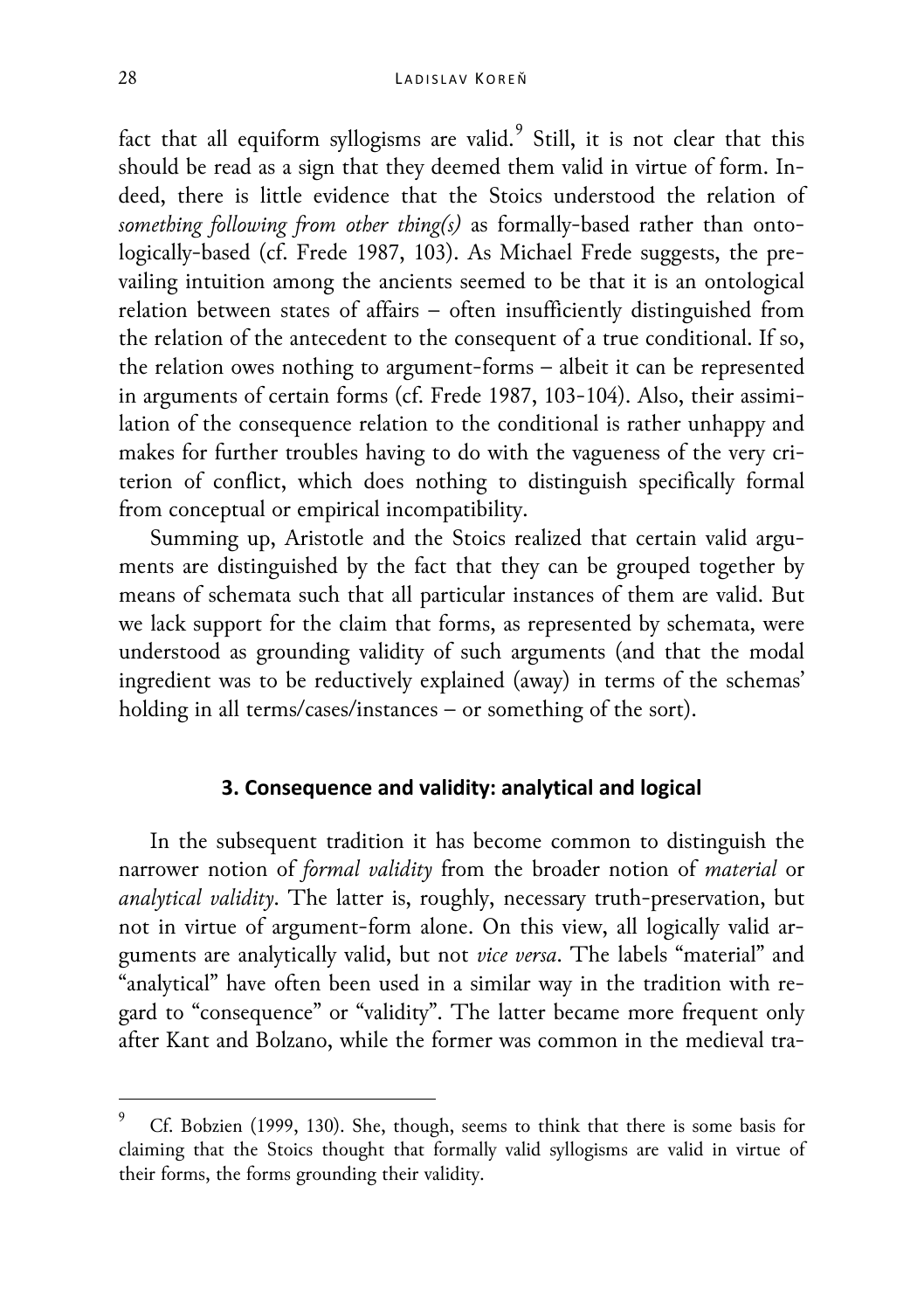fact that all equiform syllogisms are valid.[9] Still, it is not clear that this should be read as a sign that they deemed them valid in virtue of form. Indeed, there is little evidence that the Stoics understood the relation of *something following from other thing(s)* as formally-based rather than ontologically-based (cf. Frede 1987, 103). As Michael Frede suggests, the prevailing intuition among the ancients seemed to be that it is an ontological relation between states of affairs – often insufficiently distinguished from the relation of the antecedent to the consequent of a true conditional. If so, the relation owes nothing to argument-forms – albeit it can be represented in arguments of certain forms (cf. Frede 1987, 103-104). Also, their assimilation of the consequence relation to the conditional is rather unhappy and makes for further troubles having to do with the vagueness of the very criterion of conflict, which does nothing to distinguish specifically formal from conceptual or empirical incompatibility.

Summing up, Aristotle and the Stoics realized that certain valid arguments are distinguished by the fact that they can be grouped together by means of schemata such that all particular instances of them are valid. But we lack support for the claim that forms, as represented by schemata, were understood as grounding validity of such arguments (and that the modal ingredient was to be reductively explained (away) in terms of the schemas' holding in all terms/cases/instances – or something of the sort).

## 3. Consequence and validity: analytical and logical

In the subsequent tradition it has become common to distinguish the narrower notion of *formal validity* from the broader notion of *material* or *analytical validity*. The latter is, roughly, necessary truth-preservation, but not in virtue of argument-form alone. On this view, all logically valid arguments are analytically valid, but not *vice versa*. The labels "material" and "analytical" have often been used in a similar way in the tradition with regard to "consequence" or "validity". The latter became more frequent only after Kant and Bolzano, while the former was common in the medieval tra-

---

[9] Cf. Bobzien (1999, 130). She, though, seems to think that there is some basis for claiming that the Stoics thought that formally valid syllogisms are valid in virtue of their forms, the forms grounding their validity.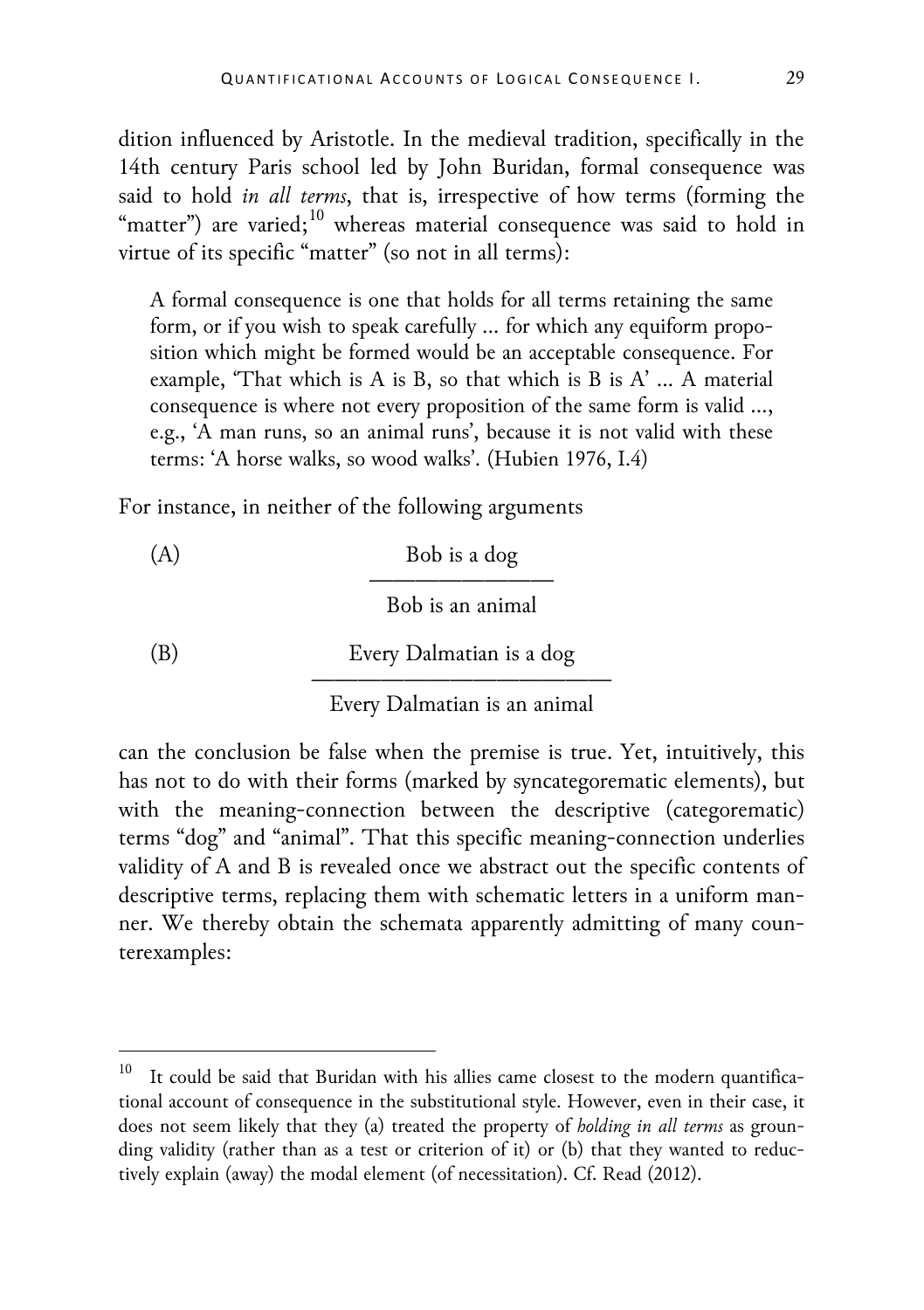dition influenced by Aristotle. In the medieval tradition, specifically in the 14th century Paris school led by John Buridan, formal consequence was said to hold *in all terms*, that is, irrespective of how terms (forming the "matter") are varied;[10] whereas material consequence was said to hold in virtue of its specific "matter" (so not in all terms):

> A formal consequence is one that holds for all terms retaining the same form, or if you wish to speak carefully ... for which any equiform proposition which might be formed would be an acceptable consequence. For example, 'That which is A is B, so that which is B is A' ... A material consequence is where not every proposition of the same form is valid ..., e.g., 'A man runs, so an animal runs', because it is not valid with these terms: 'A horse walks, so wood walks'. (Hubien 1976, I.4)

For instance, in neither of the following arguments

(A)

$$\frac{\text{Bob is a dog}}{\text{Bob is an animal}}$$

(B)

$$\frac{\text{Every Dalmatian is a dog}}{\text{Every Dalmatian is an animal}}$$

can the conclusion be false when the premise is true. Yet, intuitively, this has not to do with their forms (marked by syncategorematic elements), but with the meaning-connection between the descriptive (categorematic) terms "dog" and "animal". That this specific meaning-connection underlies validity of A and B is revealed once we abstract out the specific contents of descriptive terms, replacing them with schematic letters in a uniform manner. We thereby obtain the schemata apparently admitting of many counterexamples:

---

[10] It could be said that Buridan with his allies came closest to the modern quantificational account of consequence in the substitutional style. However, even in their case, it does not seem likely that they (a) treated the property of *holding in all terms* as grounding validity (rather than as a test or criterion of it) or (b) that they wanted to reductively explain (away) the modal element (of necessitation). Cf. Read (2012).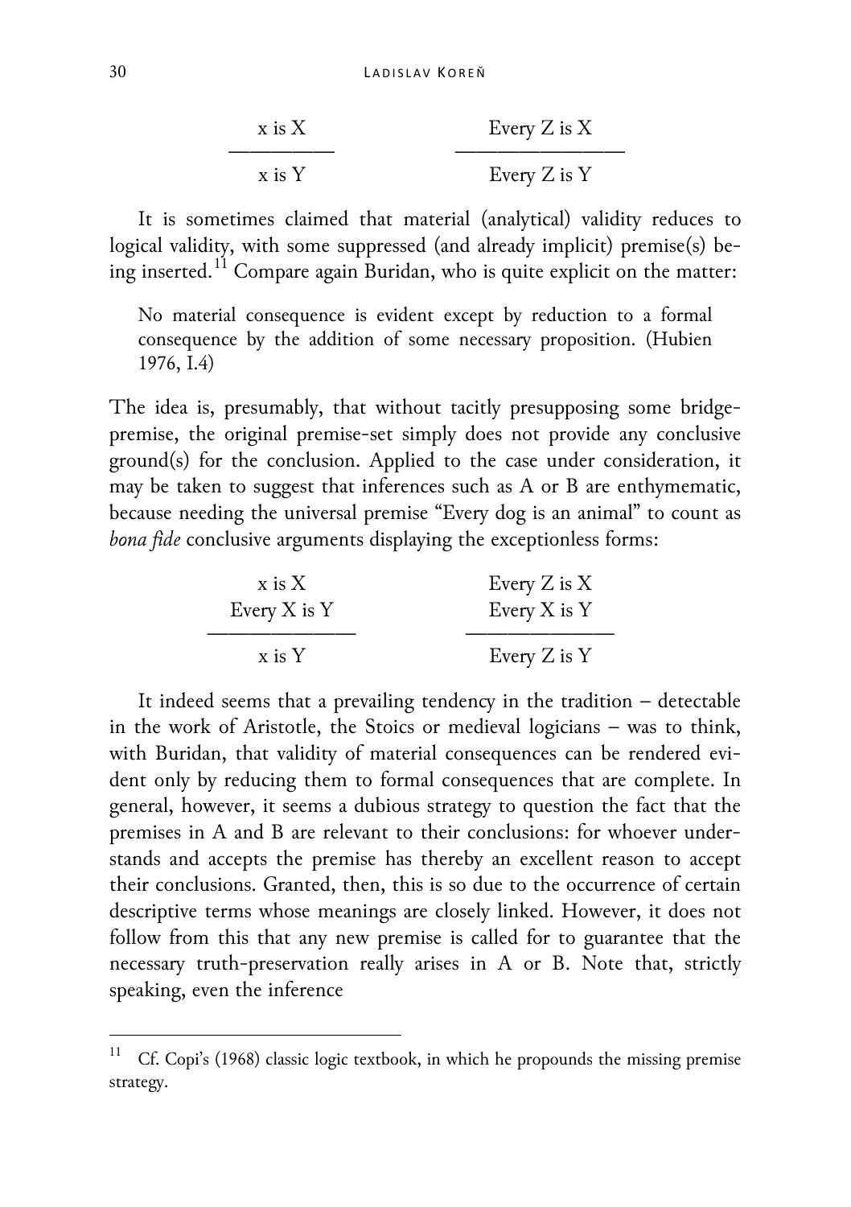$$\frac{x \text{ is } X}{x \text{ is } Y} \qquad \frac{\text{Every } Z \text{ is } X}{\text{Every } Z \text{ is } Y}$$

It is sometimes claimed that material (analytical) validity reduces to logical validity, with some suppressed (and already implicit) premise(s) being inserted.[11] Compare again Buridan, who is quite explicit on the matter:

> No material consequence is evident except by reduction to a formal consequence by the addition of some necessary proposition. (Hubien 1976, I.4)

The idea is, presumably, that without tacitly presupposing some bridge-premise, the original premise-set simply does not provide any conclusive ground(s) for the conclusion. Applied to the case under consideration, it may be taken to suggest that inferences such as A or B are enthymematic, because needing the universal premise "Every dog is an animal" to count as *bona fide* conclusive arguments displaying the exceptionless forms:

$$\frac{\begin{array}{c} x \text{ is } X \\ \text{Every } X \text{ is } Y \end{array}}{x \text{ is } Y} \qquad \frac{\begin{array}{c} \text{Every } Z \text{ is } X \\ \text{Every } X \text{ is } Y \end{array}}{\text{Every } Z \text{ is } Y}$$

It indeed seems that a prevailing tendency in the tradition – detectable in the work of Aristotle, the Stoics or medieval logicians – was to think, with Buridan, that validity of material consequences can be rendered evident only by reducing them to formal consequences that are complete. In general, however, it seems a dubious strategy to question the fact that the premises in A and B are relevant to their conclusions: for whoever understands and accepts the premise has thereby an excellent reason to accept their conclusions. Granted, then, this is so due to the occurrence of certain descriptive terms whose meanings are closely linked. However, it does not follow from this that any new premise is called for to guarantee that the necessary truth-preservation really arises in A or B. Note that, strictly speaking, even the inference

---

[11] Cf. Copi's (1968) classic logic textbook, in which he propounds the missing premise strategy.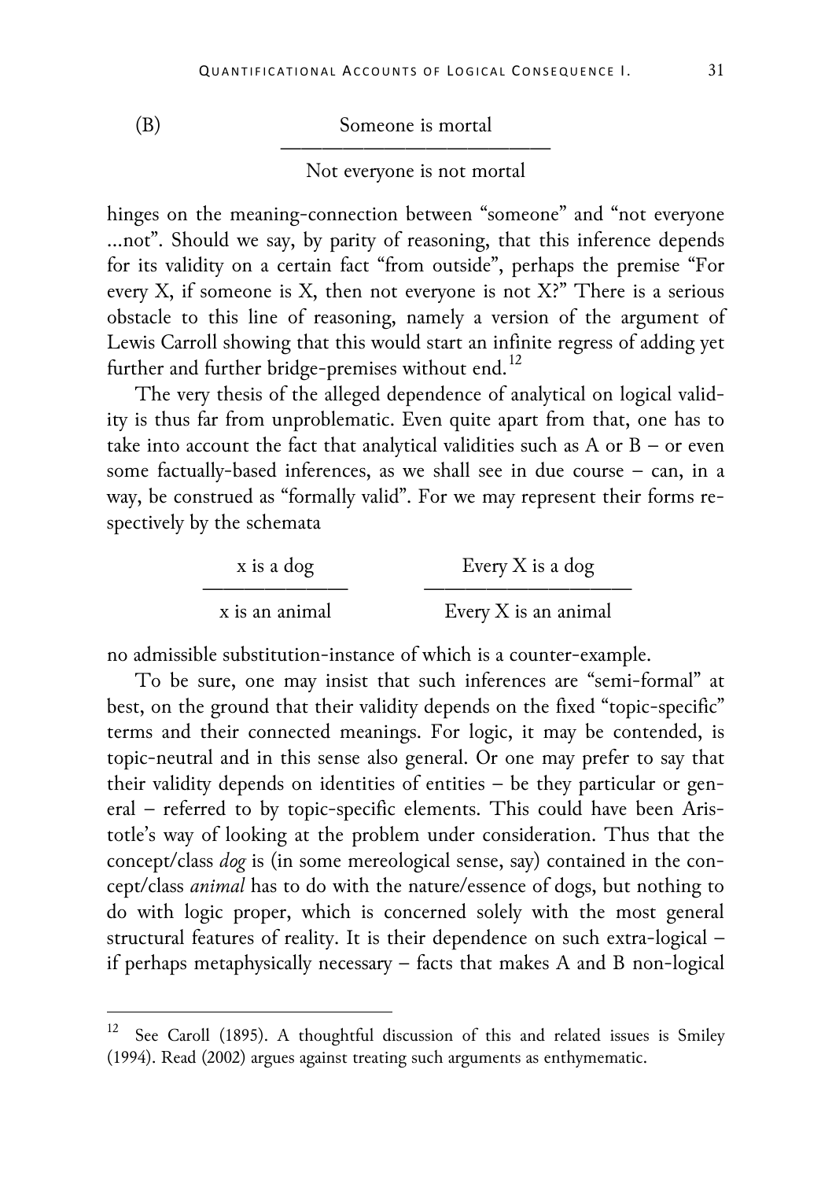(B) Someone is mortal
―――――――――――――――
Not everyone is not mortal

hinges on the meaning-connection between "someone" and "not everyone ...not". Should we say, by parity of reasoning, that this inference depends for its validity on a certain fact "from outside", perhaps the premise "For every X, if someone is X, then not everyone is not X?" There is a serious obstacle to this line of reasoning, namely a version of the argument of Lewis Carroll showing that this would start an infinite regress of adding yet further and further bridge-premises without end.[12]

The very thesis of the alleged dependence of analytical on logical validity is thus far from unproblematic. Even quite apart from that, one has to take into account the fact that analytical validities such as A or B – or even some factually-based inferences, as we shall see in due course – can, in a way, be construed as "formally valid". For we may represent their forms respectively by the schemata

| x is a dog | Every X is a dog |
|---|---|
| x is an animal | Every X is an animal |

no admissible substitution-instance of which is a counter-example.

To be sure, one may insist that such inferences are "semi-formal" at best, on the ground that their validity depends on the fixed "topic-specific" terms and their connected meanings. For logic, it may be contended, is topic-neutral and in this sense also general. Or one may prefer to say that their validity depends on identities of entities – be they particular or general – referred to by topic-specific elements. This could have been Aristotle's way of looking at the problem under consideration. Thus that the concept/class *dog* is (in some mereological sense, say) contained in the concept/class *animal* has to do with the nature/essence of dogs, but nothing to do with logic proper, which is concerned solely with the most general structural features of reality. It is their dependence on such extra-logical – if perhaps metaphysically necessary – facts that makes A and B non-logical

[12] See Caroll (1895). A thoughtful discussion of this and related issues is Smiley (1994). Read (2002) argues against treating such arguments as enthymematic.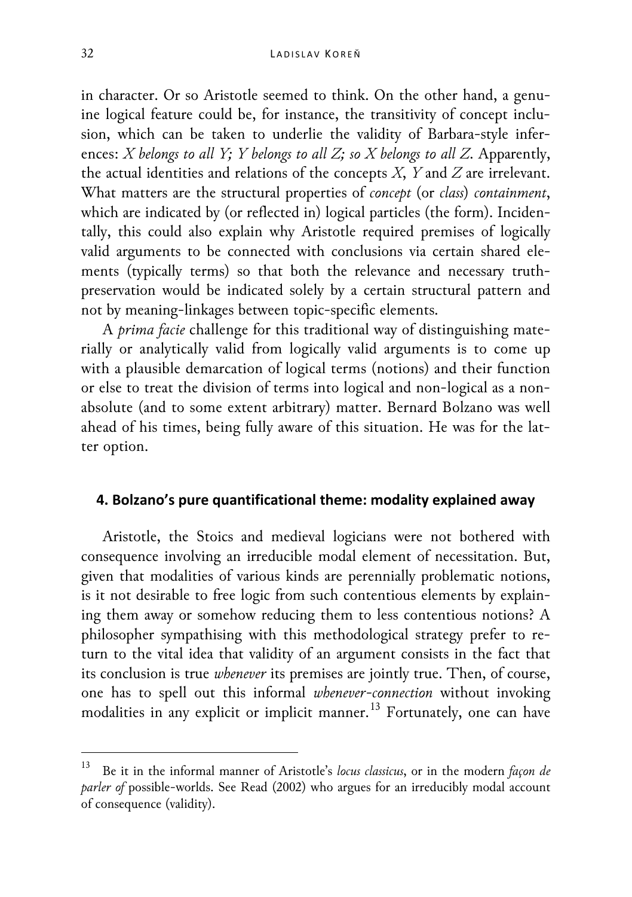in character. Or so Aristotle seemed to think. On the other hand, a genuine logical feature could be, for instance, the transitivity of concept inclusion, which can be taken to underlie the validity of Barbara-style inferences: *X belongs to all Y; Y belongs to all Z; so X belongs to all Z*. Apparently, the actual identities and relations of the concepts *X*, *Y* and *Z* are irrelevant. What matters are the structural properties of *concept* (or *class*) *containment*, which are indicated by (or reflected in) logical particles (the form). Incidentally, this could also explain why Aristotle required premises of logically valid arguments to be connected with conclusions via certain shared elements (typically terms) so that both the relevance and necessary truth-preservation would be indicated solely by a certain structural pattern and not by meaning-linkages between topic-specific elements.

A *prima facie* challenge for this traditional way of distinguishing materially or analytically valid from logically valid arguments is to come up with a plausible demarcation of logical terms (notions) and their function or else to treat the division of terms into logical and non-logical as a non-absolute (and to some extent arbitrary) matter. Bernard Bolzano was well ahead of his times, being fully aware of this situation. He was for the latter option.

## 4. Bolzano's pure quantificational theme: modality explained away

Aristotle, the Stoics and medieval logicians were not bothered with consequence involving an irreducible modal element of necessitation. But, given that modalities of various kinds are perennially problematic notions, is it not desirable to free logic from such contentious elements by explaining them away or somehow reducing them to less contentious notions? A philosopher sympathising with this methodological strategy prefer to return to the vital idea that validity of an argument consists in the fact that its conclusion is true *whenever* its premises are jointly true. Then, of course, one has to spell out this informal *whenever-connection* without invoking modalities in any explicit or implicit manner.[13] Fortunately, one can have

---

[13] Be it in the informal manner of Aristotle's *locus classicus*, or in the modern *façon de parler of* possible-worlds. See Read (2002) who argues for an irreducibly modal account of consequence (validity).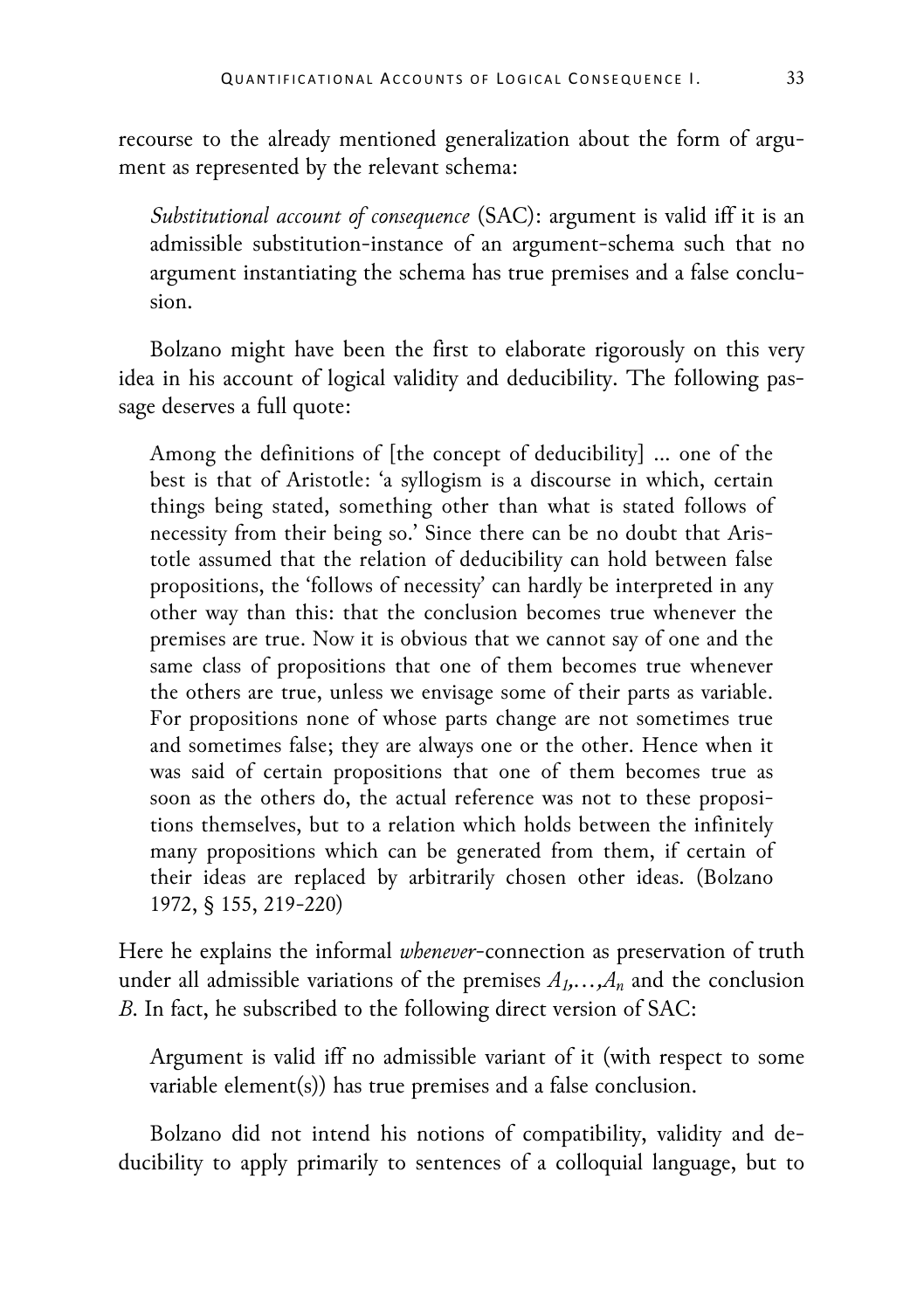recourse to the already mentioned generalization about the form of argument as represented by the relevant schema:

> *Substitutional account of consequence* (SAC): argument is valid iff it is an admissible substitution-instance of an argument-schema such that no argument instantiating the schema has true premises and a false conclusion.

Bolzano might have been the first to elaborate rigorously on this very idea in his account of logical validity and deducibility. The following passage deserves a full quote:

> Among the definitions of [the concept of deducibility] … one of the best is that of Aristotle: 'a syllogism is a discourse in which, certain things being stated, something other than what is stated follows of necessity from their being so.' Since there can be no doubt that Aristotle assumed that the relation of deducibility can hold between false propositions, the 'follows of necessity' can hardly be interpreted in any other way than this: that the conclusion becomes true whenever the premises are true. Now it is obvious that we cannot say of one and the same class of propositions that one of them becomes true whenever the others are true, unless we envisage some of their parts as variable. For propositions none of whose parts change are not sometimes true and sometimes false; they are always one or the other. Hence when it was said of certain propositions that one of them becomes true as soon as the others do, the actual reference was not to these propositions themselves, but to a relation which holds between the infinitely many propositions which can be generated from them, if certain of their ideas are replaced by arbitrarily chosen other ideas. (Bolzano 1972, § 155, 219-220)

Here he explains the informal *whenever*-connection as preservation of truth under all admissible variations of the premises $A_1,\ldots,A_n$ and the conclusion $B$. In fact, he subscribed to the following direct version of SAC:

> Argument is valid iff no admissible variant of it (with respect to some variable element(s)) has true premises and a false conclusion.

Bolzano did not intend his notions of compatibility, validity and deducibility to apply primarily to sentences of a colloquial language, but to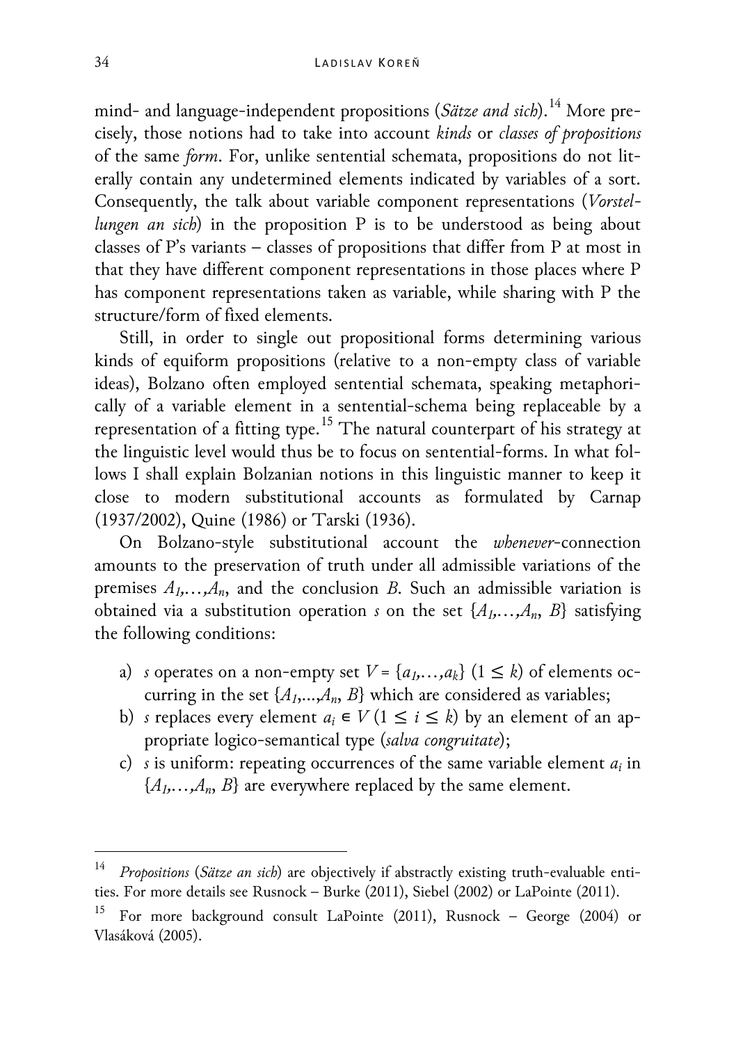mind- and language-independent propositions (*Sätze and sich*).[14] More precisely, those notions had to take into account *kinds* or *classes of propositions* of the same *form*. For, unlike sentential schemata, propositions do not literally contain any undetermined elements indicated by variables of a sort. Consequently, the talk about variable component representations (*Vorstellungen an sich*) in the proposition P is to be understood as being about classes of P's variants – classes of propositions that differ from P at most in that they have different component representations in those places where P has component representations taken as variable, while sharing with P the structure/form of fixed elements.

Still, in order to single out propositional forms determining various kinds of equiform propositions (relative to a non-empty class of variable ideas), Bolzano often employed sentential schemata, speaking metaphorically of a variable element in a sentential-schema being replaceable by a representation of a fitting type.[15] The natural counterpart of his strategy at the linguistic level would thus be to focus on sentential-forms. In what follows I shall explain Bolzanian notions in this linguistic manner to keep it close to modern substitutional accounts as formulated by Carnap (1937/2002), Quine (1986) or Tarski (1936).

On Bolzano-style substitutional account the *whenever*-connection amounts to the preservation of truth under all admissible variations of the premises $A_1,\ldots,A_n$, and the conclusion $B$. Such an admissible variation is obtained via a substitution operation $s$ on the set $\{A_1,\ldots,A_n, B\}$ satisfying the following conditions:

a) $s$ operates on a non-empty set $V = \{a_1,\ldots,a_k\}$ $(1 \leq k)$ of elements occurring in the set $\{A_1,\ldots,A_n, B\}$ which are considered as variables;
b) $s$ replaces every element $a_i \in V$ $(1 \leq i \leq k)$ by an element of an appropriate logico-semantical type (*salva congruitate*);
c) $s$ is uniform: repeating occurrences of the same variable element $a_i$ in $\{A_1,\ldots,A_n, B\}$ are everywhere replaced by the same element.

---

[14] *Propositions* (*Sätze an sich*) are objectively if abstractly existing truth-evaluable entities. For more details see Rusnock – Burke (2011), Siebel (2002) or LaPointe (2011).

[15] For more background consult LaPointe (2011), Rusnock – George (2004) or Vlasáková (2005).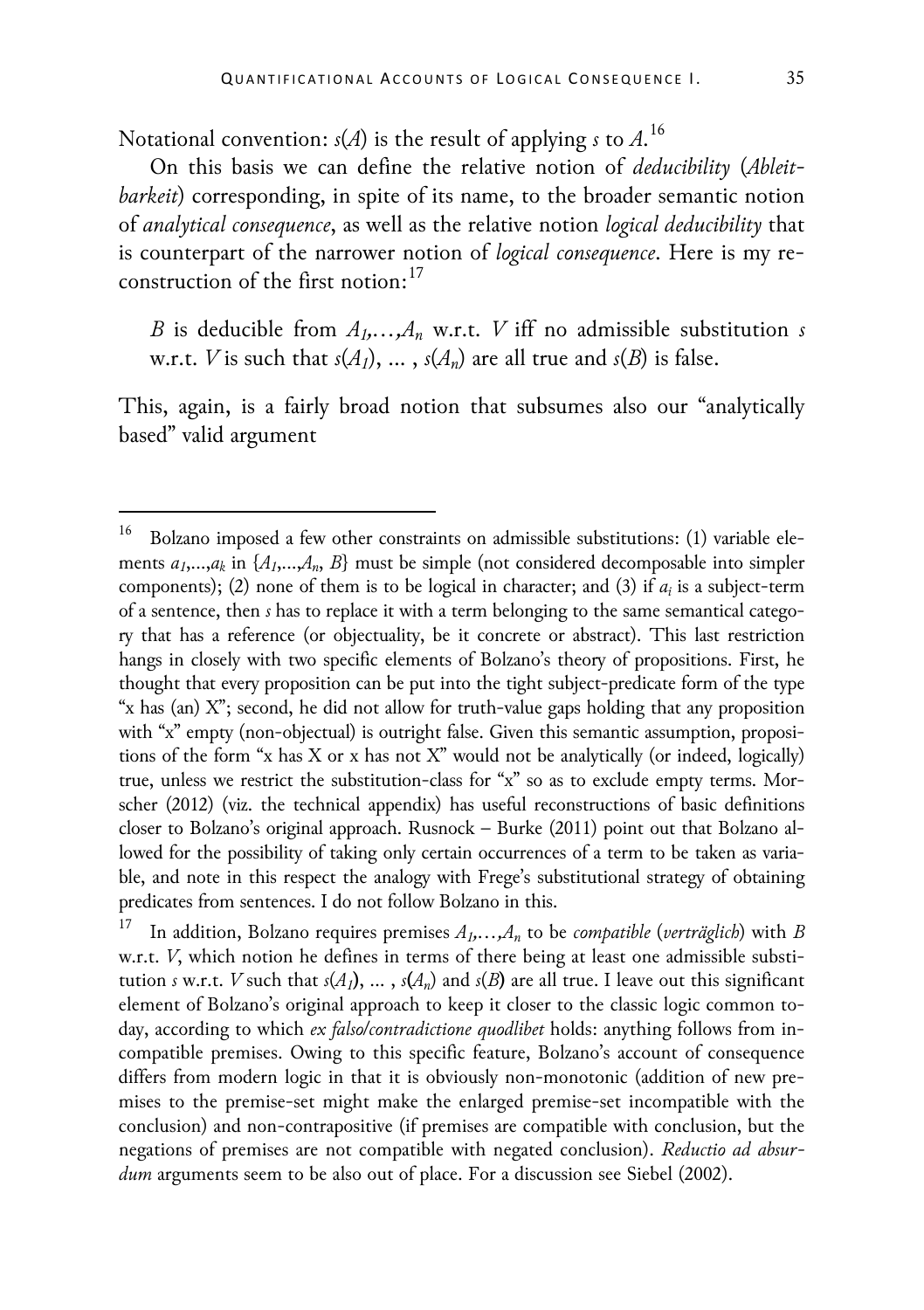Notational convention: $s(A)$ is the result of applying $s$ to $A$.[16]

On this basis we can define the relative notion of *deducibility* (*Ableitbarkeit*) corresponding, in spite of its name, to the broader semantic notion of *analytical consequence*, as well as the relative notion *logical deducibility* that is counterpart of the narrower notion of *logical consequence*. Here is my reconstruction of the first notion:[17]

> $B$ is deducible from $A_1,\ldots,A_n$ w.r.t. $V$ iff no admissible substitution $s$ w.r.t. $V$ is such that $s(A_1)$, ... , $s(A_n)$ are all true and $s(B)$ is false.

This, again, is a fairly broad notion that subsumes also our "analytically based" valid argument

---

[16] Bolzano imposed a few other constraints on admissible substitutions: (1) variable elements $a_1,\ldots,a_k$ in $\{A_1,\ldots,A_n, B\}$ must be simple (not considered decomposable into simpler components); (2) none of them is to be logical in character; and (3) if $a_i$ is a subject-term of a sentence, then $s$ has to replace it with a term belonging to the same semantical category that has a reference (or objectuality, be it concrete or abstract). This last restriction hangs in closely with two specific elements of Bolzano's theory of propositions. First, he thought that every proposition can be put into the tight subject-predicate form of the type "x has (an) X"; second, he did not allow for truth-value gaps holding that any proposition with "x" empty (non-objectual) is outright false. Given this semantic assumption, propositions of the form "x has X or x has not X" would not be analytically (or indeed, logically) true, unless we restrict the substitution-class for "x" so as to exclude empty terms. Morscher (2012) (viz. the technical appendix) has useful reconstructions of basic definitions closer to Bolzano's original approach. Rusnock – Burke (2011) point out that Bolzano allowed for the possibility of taking only certain occurrences of a term to be taken as variable, and note in this respect the analogy with Frege's substitutional strategy of obtaining predicates from sentences. I do not follow Bolzano in this.

[17] In addition, Bolzano requires premises $A_1,\ldots,A_n$ to be *compatible* (*verträglich*) with $B$ w.r.t. $V$, which notion he defines in terms of there being at least one admissible substitution $s$ w.r.t. $V$ such that $s(A_1)$, ... , $s(A_n)$ and $s(B)$ are all true. I leave out this significant element of Bolzano's original approach to keep it closer to the classic logic common today, according to which *ex falso/contradictione quodlibet* holds: anything follows from incompatible premises. Owing to this specific feature, Bolzano's account of consequence differs from modern logic in that it is obviously non-monotonic (addition of new premises to the premise-set might make the enlarged premise-set incompatible with the conclusion) and non-contrapositive (if premises are compatible with conclusion, but the negations of premises are not compatible with negated conclusion). *Reductio ad absurdum* arguments seem to be also out of place. For a discussion see Siebel (2002).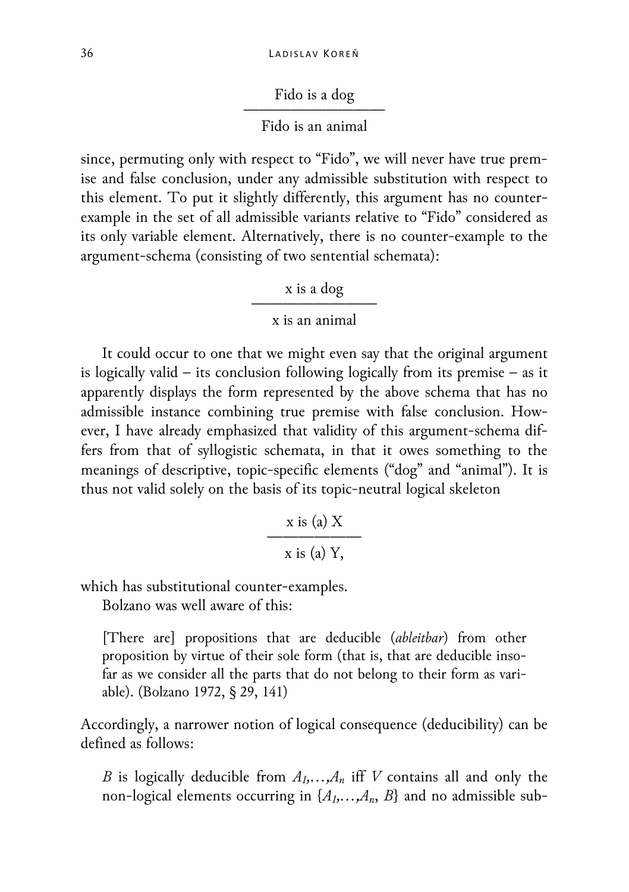$$\frac{\text{Fido is a dog}}{\text{Fido is an animal}}$$

since, permuting only with respect to "Fido", we will never have true premise and false conclusion, under any admissible substitution with respect to this element. To put it slightly differently, this argument has no counter-example in the set of all admissible variants relative to "Fido" considered as its only variable element. Alternatively, there is no counter-example to the argument-schema (consisting of two sentential schemata):

$$\frac{\text{x is a dog}}{\text{x is an animal}}$$

It could occur to one that we might even say that the original argument is logically valid – its conclusion following logically from its premise – as it apparently displays the form represented by the above schema that has no admissible instance combining true premise with false conclusion. However, I have already emphasized that validity of this argument-schema differs from that of syllogistic schemata, in that it owes something to the meanings of descriptive, topic-specific elements ("dog" and "animal"). It is thus not valid solely on the basis of its topic-neutral logical skeleton

$$\frac{\text{x is (a) X}}{\text{x is (a) Y,}}$$

which has substitutional counter-examples.

Bolzano was well aware of this:

> [There are] propositions that are deducible (*ableitbar*) from other proposition by virtue of their sole form (that is, that are deducible insofar as we consider all the parts that do not belong to their form as variable). (Bolzano 1972, § 29, 141)

Accordingly, a narrower notion of logical consequence (deducibility) can be defined as follows:

> *B* is logically deducible from $A_1,\ldots,A_n$ iff *V* contains all and only the non-logical elements occurring in $\{A_1,\ldots,A_n, B\}$ and no admissible sub-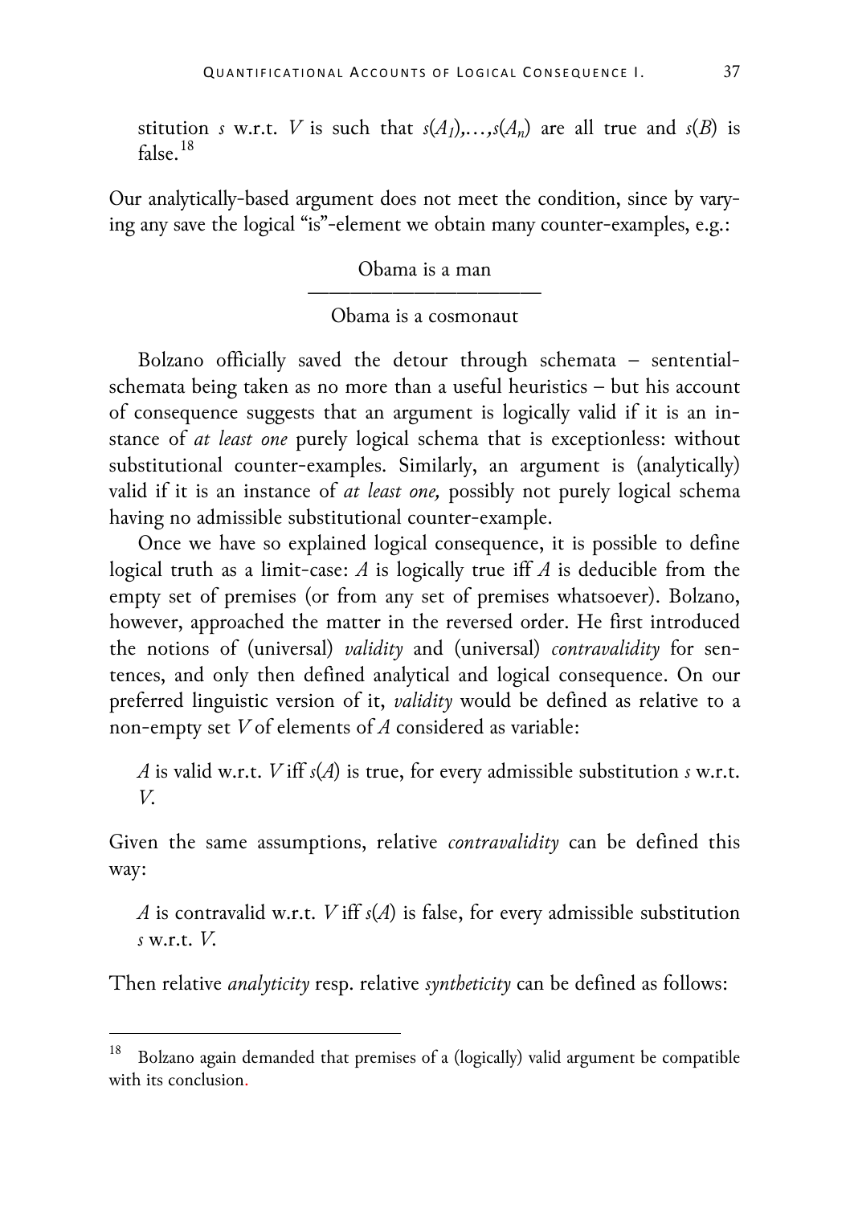stitution *s* w.r.t. *V* is such that $s(A_1),\ldots,s(A_n)$ are all true and $s(B)$ is false.[18]

Our analytically-based argument does not meet the condition, since by varying any save the logical "is"-element we obtain many counter-examples, e.g.:

$$\frac{\text{Obama is a man}}{\text{Obama is a cosmonaut}}$$

Bolzano officially saved the detour through schemata – sentential-schemata being taken as no more than a useful heuristics – but his account of consequence suggests that an argument is logically valid if it is an instance of *at least one* purely logical schema that is exceptionless: without substitutional counter-examples. Similarly, an argument is (analytically) valid if it is an instance of *at least one,* possibly not purely logical schema having no admissible substitutional counter-example.

Once we have so explained logical consequence, it is possible to define logical truth as a limit-case: *A* is logically true iff *A* is deducible from the empty set of premises (or from any set of premises whatsoever). Bolzano, however, approached the matter in the reversed order. He first introduced the notions of (universal) *validity* and (universal) *contravalidity* for sentences, and only then defined analytical and logical consequence. On our preferred linguistic version of it, *validity* would be defined as relative to a non-empty set *V* of elements of *A* considered as variable:

> *A* is valid w.r.t. *V* iff $s(A)$ is true, for every admissible substitution *s* w.r.t. *V*.

Given the same assumptions, relative *contravalidity* can be defined this way:

> *A* is contravalid w.r.t. *V* iff $s(A)$ is false, for every admissible substitution *s* w.r.t. *V*.

Then relative *analyticity* resp. relative *syntheticity* can be defined as follows:

---

[18] Bolzano again demanded that premises of a (logically) valid argument be compatible with its conclusion.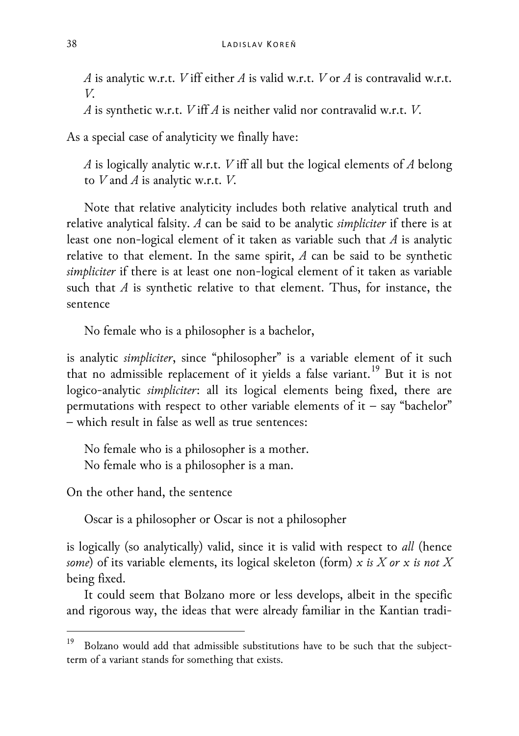*A* is analytic w.r.t. *V* iff either *A* is valid w.r.t. *V* or *A* is contravalid w.r.t. *V*.

*A* is synthetic w.r.t. *V* iff *A* is neither valid nor contravalid w.r.t. *V*.

As a special case of analyticity we finally have:

*A* is logically analytic w.r.t. *V* iff all but the logical elements of *A* belong to *V* and *A* is analytic w.r.t. *V*.

Note that relative analyticity includes both relative analytical truth and relative analytical falsity. *A* can be said to be analytic *simpliciter* if there is at least one non-logical element of it taken as variable such that *A* is analytic relative to that element. In the same spirit, *A* can be said to be synthetic *simpliciter* if there is at least one non-logical element of it taken as variable such that *A* is synthetic relative to that element. Thus, for instance, the sentence

No female who is a philosopher is a bachelor,

is analytic *simpliciter*, since "philosopher" is a variable element of it such that no admissible replacement of it yields a false variant.[19] But it is not logico-analytic *simpliciter*: all its logical elements being fixed, there are permutations with respect to other variable elements of it – say "bachelor" – which result in false as well as true sentences:

No female who is a philosopher is a mother.
No female who is a philosopher is a man.

On the other hand, the sentence

Oscar is a philosopher or Oscar is not a philosopher

is logically (so analytically) valid, since it is valid with respect to *all* (hence *some*) of its variable elements, its logical skeleton (form) *x is X or x is not X* being fixed.

It could seem that Bolzano more or less develops, albeit in the specific and rigorous way, the ideas that were already familiar in the Kantian tradi-

---

[19] Bolzano would add that admissible substitutions have to be such that the subject-term of a variant stands for something that exists.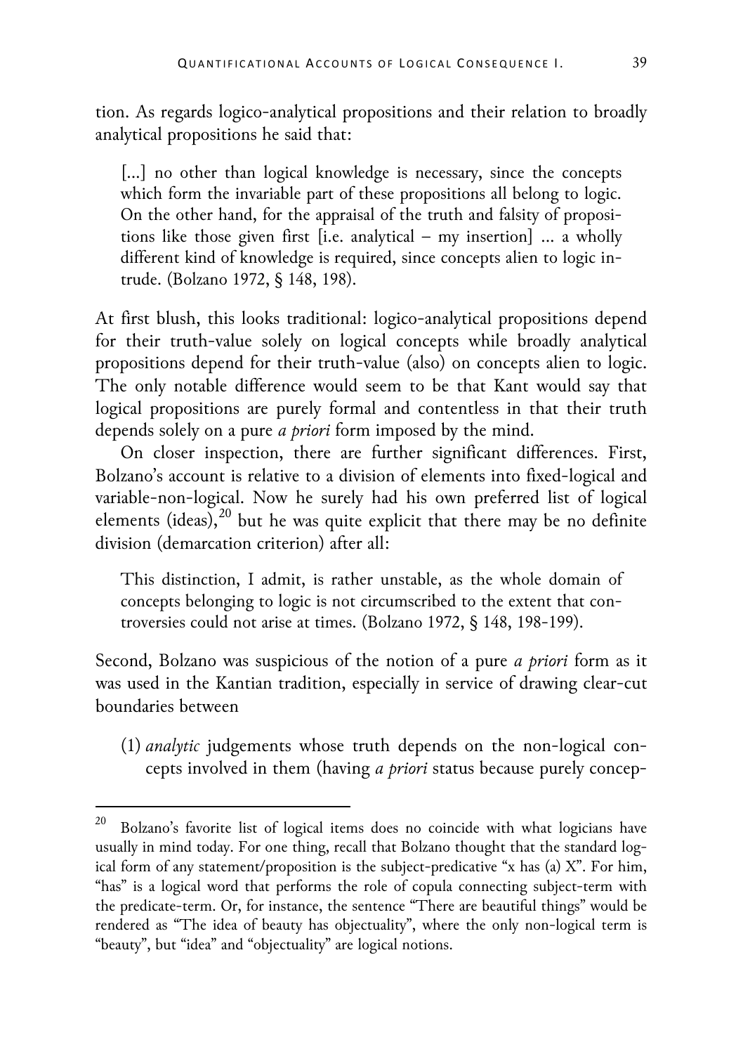tion. As regards logico-analytical propositions and their relation to broadly analytical propositions he said that:

> [...] no other than logical knowledge is necessary, since the concepts which form the invariable part of these propositions all belong to logic. On the other hand, for the appraisal of the truth and falsity of propositions like those given first [i.e. analytical – my insertion] ... a wholly different kind of knowledge is required, since concepts alien to logic intrude. (Bolzano 1972, § 148, 198).

At first blush, this looks traditional: logico-analytical propositions depend for their truth-value solely on logical concepts while broadly analytical propositions depend for their truth-value (also) on concepts alien to logic. The only notable difference would seem to be that Kant would say that logical propositions are purely formal and contentless in that their truth depends solely on a pure *a priori* form imposed by the mind.

On closer inspection, there are further significant differences. First, Bolzano's account is relative to a division of elements into fixed-logical and variable-non-logical. Now he surely had his own preferred list of logical elements (ideas),[20] but he was quite explicit that there may be no definite division (demarcation criterion) after all:

> This distinction, I admit, is rather unstable, as the whole domain of concepts belonging to logic is not circumscribed to the extent that controversies could not arise at times. (Bolzano 1972, § 148, 198-199).

Second, Bolzano was suspicious of the notion of a pure *a priori* form as it was used in the Kantian tradition, especially in service of drawing clear-cut boundaries between

(1) *analytic* judgements whose truth depends on the non-logical concepts involved in them (having *a priori* status because purely concep-

---

[20] Bolzano's favorite list of logical items does no coincide with what logicians have usually in mind today. For one thing, recall that Bolzano thought that the standard logical form of any statement/proposition is the subject-predicative "x has (a) X". For him, "has" is a logical word that performs the role of copula connecting subject-term with the predicate-term. Or, for instance, the sentence "There are beautiful things" would be rendered as "The idea of beauty has objectuality", where the only non-logical term is "beauty", but "idea" and "objectuality" are logical notions.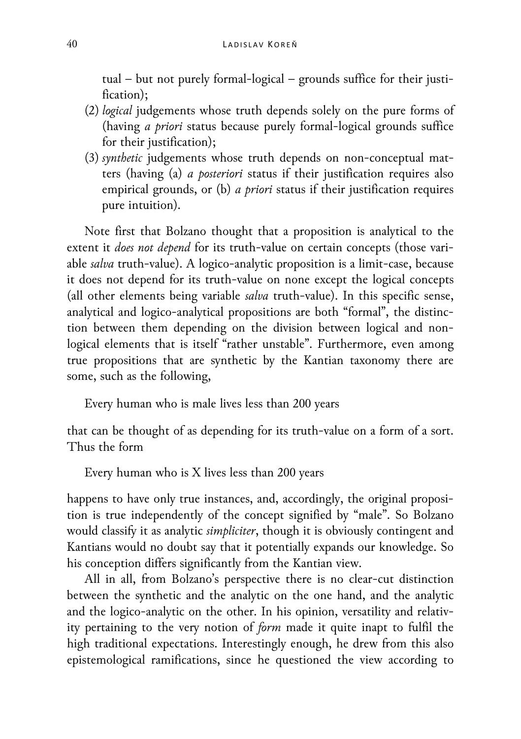tual – but not purely formal-logical – grounds suffice for their justification);

(2) *logical* judgements whose truth depends solely on the pure forms of (having *a priori* status because purely formal-logical grounds suffice for their justification);

(3) *synthetic* judgements whose truth depends on non-conceptual matters (having (a) *a posteriori* status if their justification requires also empirical grounds, or (b) *a priori* status if their justification requires pure intuition).

Note first that Bolzano thought that a proposition is analytical to the extent it *does not depend* for its truth-value on certain concepts (those variable *salva* truth-value). A logico-analytic proposition is a limit-case, because it does not depend for its truth-value on none except the logical concepts (all other elements being variable *salva* truth-value). In this specific sense, analytical and logico-analytical propositions are both "formal", the distinction between them depending on the division between logical and non-logical elements that is itself "rather unstable". Furthermore, even among true propositions that are synthetic by the Kantian taxonomy there are some, such as the following,

Every human who is male lives less than 200 years

that can be thought of as depending for its truth-value on a form of a sort. Thus the form

Every human who is X lives less than 200 years

happens to have only true instances, and, accordingly, the original proposition is true independently of the concept signified by "male". So Bolzano would classify it as analytic *simpliciter*, though it is obviously contingent and Kantians would no doubt say that it potentially expands our knowledge. So his conception differs significantly from the Kantian view.

All in all, from Bolzano's perspective there is no clear-cut distinction between the synthetic and the analytic on the one hand, and the analytic and the logico-analytic on the other. In his opinion, versatility and relativity pertaining to the very notion of *form* made it quite inapt to fulfil the high traditional expectations. Interestingly enough, he drew from this also epistemological ramifications, since he questioned the view according to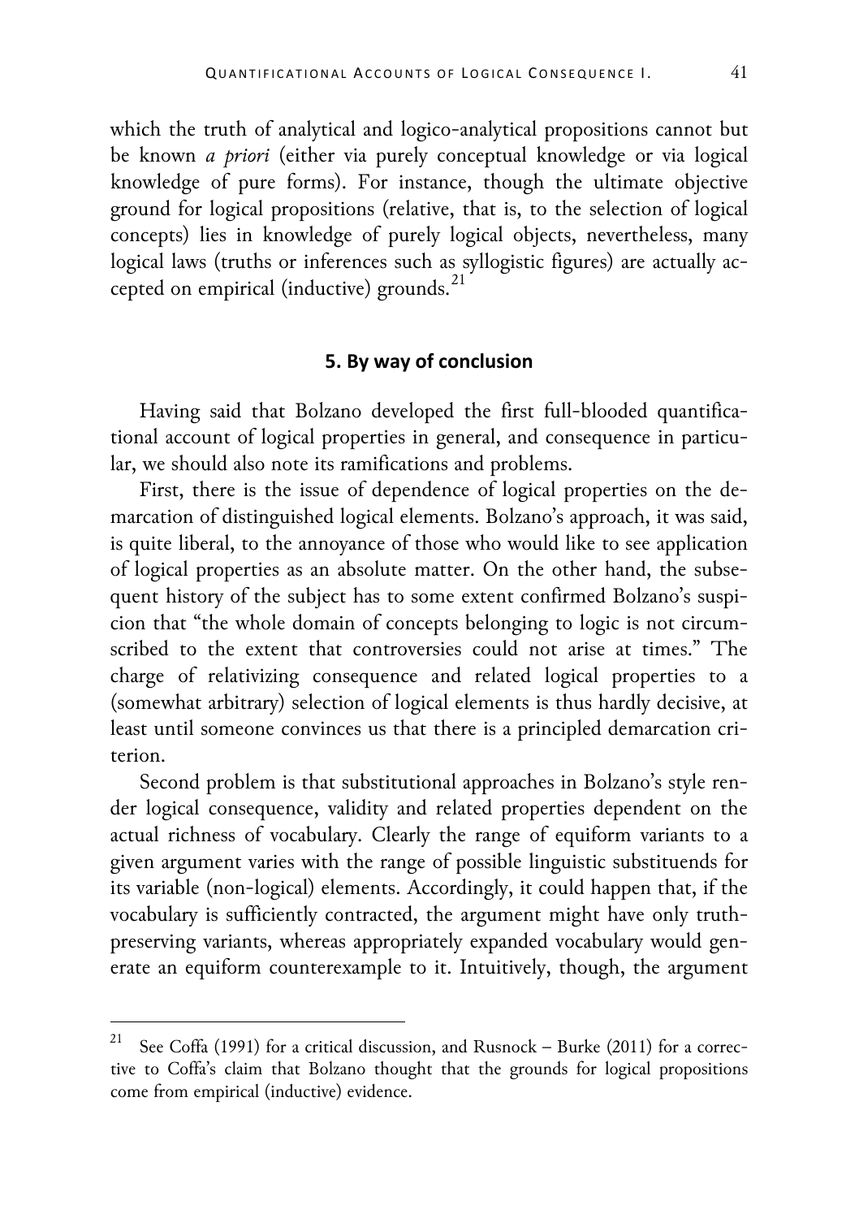which the truth of analytical and logico-analytical propositions cannot but be known *a priori* (either via purely conceptual knowledge or via logical knowledge of pure forms). For instance, though the ultimate objective ground for logical propositions (relative, that is, to the selection of logical concepts) lies in knowledge of purely logical objects, nevertheless, many logical laws (truths or inferences such as syllogistic figures) are actually accepted on empirical (inductive) grounds.[21]

## 5. By way of conclusion

Having said that Bolzano developed the first full-blooded quantificational account of logical properties in general, and consequence in particular, we should also note its ramifications and problems.

First, there is the issue of dependence of logical properties on the demarcation of distinguished logical elements. Bolzano's approach, it was said, is quite liberal, to the annoyance of those who would like to see application of logical properties as an absolute matter. On the other hand, the subsequent history of the subject has to some extent confirmed Bolzano's suspicion that "the whole domain of concepts belonging to logic is not circumscribed to the extent that controversies could not arise at times." The charge of relativizing consequence and related logical properties to a (somewhat arbitrary) selection of logical elements is thus hardly decisive, at least until someone convinces us that there is a principled demarcation criterion.

Second problem is that substitutional approaches in Bolzano's style render logical consequence, validity and related properties dependent on the actual richness of vocabulary. Clearly the range of equiform variants to a given argument varies with the range of possible linguistic substituends for its variable (non-logical) elements. Accordingly, it could happen that, if the vocabulary is sufficiently contracted, the argument might have only truth-preserving variants, whereas appropriately expanded vocabulary would generate an equiform counterexample to it. Intuitively, though, the argument

---

[21] See Coffa (1991) for a critical discussion, and Rusnock – Burke (2011) for a corrective to Coffa's claim that Bolzano thought that the grounds for logical propositions come from empirical (inductive) evidence.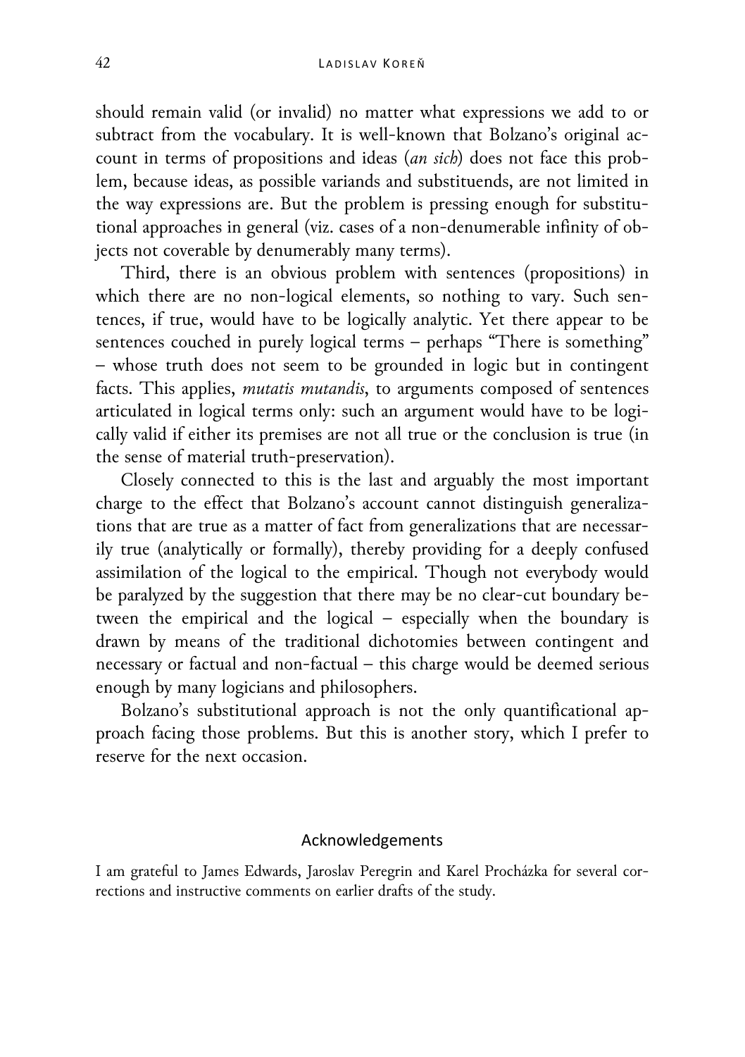should remain valid (or invalid) no matter what expressions we add to or subtract from the vocabulary. It is well-known that Bolzano's original account in terms of propositions and ideas (*an sich*) does not face this problem, because ideas, as possible variands and substituends, are not limited in the way expressions are. But the problem is pressing enough for substitutional approaches in general (viz. cases of a non-denumerable infinity of objects not coverable by denumerably many terms).

Third, there is an obvious problem with sentences (propositions) in which there are no non-logical elements, so nothing to vary. Such sentences, if true, would have to be logically analytic. Yet there appear to be sentences couched in purely logical terms – perhaps "There is something" – whose truth does not seem to be grounded in logic but in contingent facts. This applies, *mutatis mutandis*, to arguments composed of sentences articulated in logical terms only: such an argument would have to be logically valid if either its premises are not all true or the conclusion is true (in the sense of material truth-preservation).

Closely connected to this is the last and arguably the most important charge to the effect that Bolzano's account cannot distinguish generalizations that are true as a matter of fact from generalizations that are necessarily true (analytically or formally), thereby providing for a deeply confused assimilation of the logical to the empirical. Though not everybody would be paralyzed by the suggestion that there may be no clear-cut boundary between the empirical and the logical – especially when the boundary is drawn by means of the traditional dichotomies between contingent and necessary or factual and non-factual – this charge would be deemed serious enough by many logicians and philosophers.

Bolzano's substitutional approach is not the only quantificational approach facing those problems. But this is another story, which I prefer to reserve for the next occasion.

## Acknowledgements

I am grateful to James Edwards, Jaroslav Peregrin and Karel Procházka for several corrections and instructive comments on earlier drafts of the study.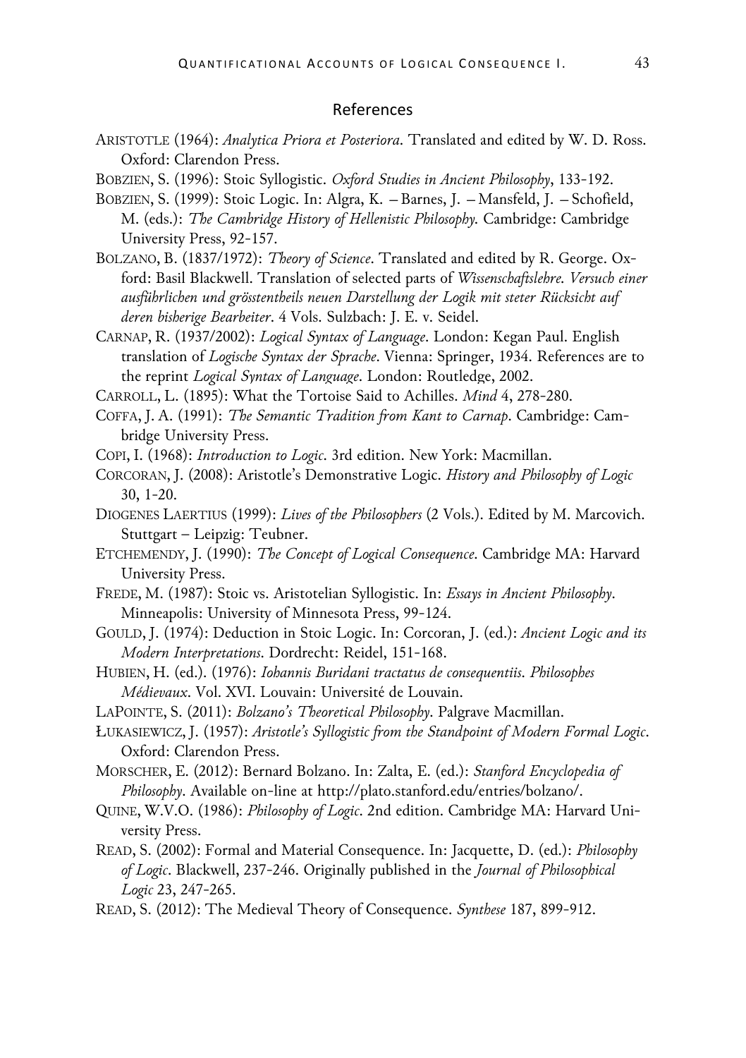## References

ARISTOTLE (1964): *Analytica Priora et Posteriora*. Translated and edited by W. D. Ross. Oxford: Clarendon Press.

BOBZIEN, S. (1996): Stoic Syllogistic. *Oxford Studies in Ancient Philosophy*, 133-192.

BOBZIEN, S. (1999): Stoic Logic. In: Algra, K. – Barnes, J. – Mansfeld, J. – Schofield, M. (eds.): *The Cambridge History of Hellenistic Philosophy*. Cambridge: Cambridge University Press, 92-157.

BOLZANO, B. (1837/1972): *Theory of Science*. Translated and edited by R. George. Oxford: Basil Blackwell. Translation of selected parts of *Wissenschaftslehre. Versuch einer ausführlichen und grösstentheils neuen Darstellung der Logik mit steter Rücksicht auf deren bisherige Bearbeiter*. 4 Vols. Sulzbach: J. E. v. Seidel.

CARNAP, R. (1937/2002): *Logical Syntax of Language*. London: Kegan Paul. English translation of *Logische Syntax der Sprache*. Vienna: Springer, 1934. References are to the reprint *Logical Syntax of Language*. London: Routledge, 2002.

CARROLL, L. (1895): What the Tortoise Said to Achilles. *Mind* 4, 278-280.

COFFA, J. A. (1991): *The Semantic Tradition from Kant to Carnap*. Cambridge: Cambridge University Press.

COPI, I. (1968): *Introduction to Logic*. 3rd edition. New York: Macmillan.

CORCORAN, J. (2008): Aristotle's Demonstrative Logic. *History and Philosophy of Logic* 30, 1-20.

DIOGENES LAERTIUS (1999): *Lives of the Philosophers* (2 Vols.). Edited by M. Marcovich. Stuttgart – Leipzig: Teubner.

ETCHEMENDY, J. (1990): *The Concept of Logical Consequence*. Cambridge MA: Harvard University Press.

FREDE, M. (1987): Stoic vs. Aristotelian Syllogistic. In: *Essays in Ancient Philosophy*. Minneapolis: University of Minnesota Press, 99-124.

GOULD, J. (1974): Deduction in Stoic Logic. In: Corcoran, J. (ed.): *Ancient Logic and its Modern Interpretations*. Dordrecht: Reidel, 151-168.

HUBIEN, H. (ed.). (1976): *Iohannis Buridani tractatus de consequentiis*. *Philosophes Médievaux*. Vol. XVI. Louvain: Université de Louvain.

LAPOINTE, S. (2011): *Bolzano's Theoretical Philosophy*. Palgrave Macmillan.

ŁUKASIEWICZ, J. (1957): *Aristotle's Syllogistic from the Standpoint of Modern Formal Logic*. Oxford: Clarendon Press.

MORSCHER, E. (2012): Bernard Bolzano. In: Zalta, E. (ed.): *Stanford Encyclopedia of Philosophy*. Available on-line at http://plato.stanford.edu/entries/bolzano/.

QUINE, W.V.O. (1986): *Philosophy of Logic*. 2nd edition. Cambridge MA: Harvard University Press.

READ, S. (2002): Formal and Material Consequence. In: Jacquette, D. (ed.): *Philosophy of Logic*. Blackwell, 237-246. Originally published in the *Journal of Philosophical Logic* 23, 247-265.

READ, S. (2012): The Medieval Theory of Consequence. *Synthese* 187, 899-912.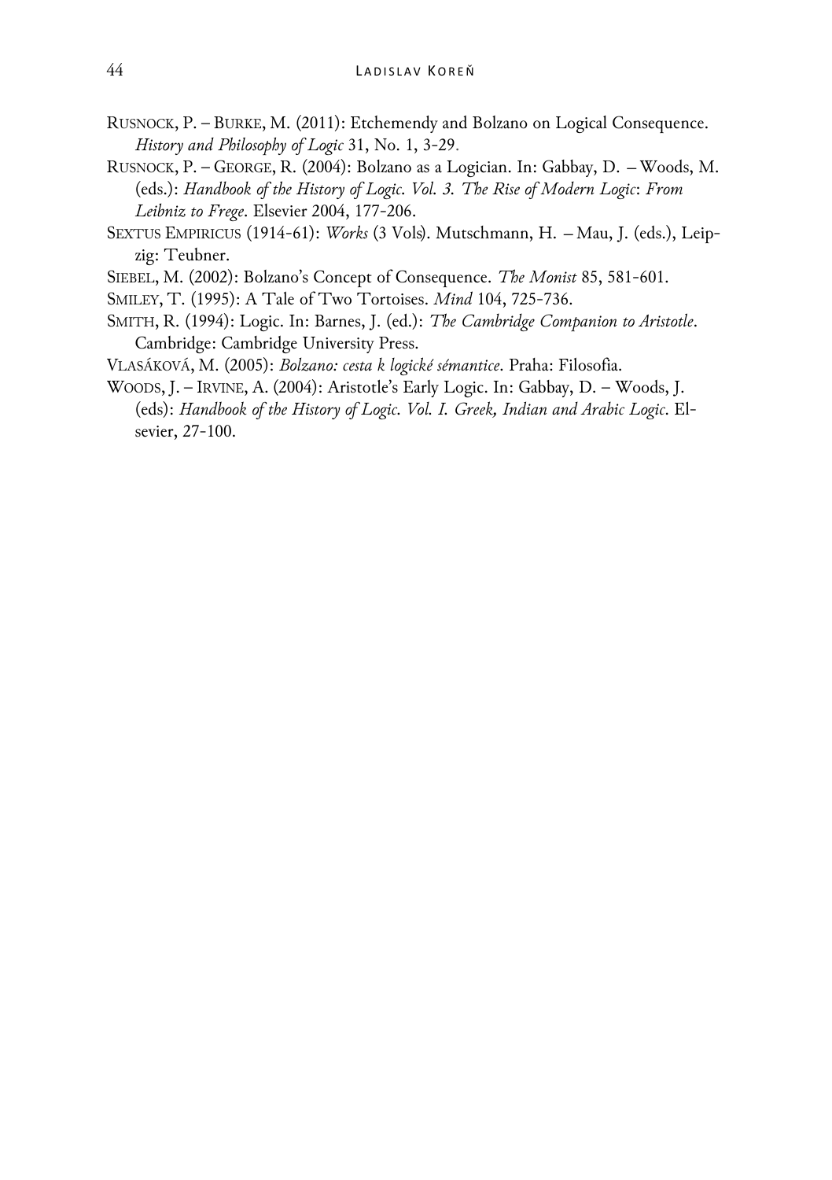RUSNOCK, P. – BURKE, M. (2011): Etchemendy and Bolzano on Logical Consequence. *History and Philosophy of Logic* 31, No. 1, 3-29.

RUSNOCK, P. – GEORGE, R. (2004): Bolzano as a Logician. In: Gabbay, D. – Woods, M. (eds.): *Handbook of the History of Logic. Vol. 3. The Rise of Modern Logic: From Leibniz to Frege*. Elsevier 2004, 177-206.

SEXTUS EMPIRICUS (1914-61): *Works* (3 Vols). Mutschmann, H. – Mau, J. (eds.), Leipzig: Teubner.

SIEBEL, M. (2002): Bolzano's Concept of Consequence. *The Monist* 85, 581-601.

SMILEY, T. (1995): A Tale of Two Tortoises. *Mind* 104, 725-736.

SMITH, R. (1994): Logic. In: Barnes, J. (ed.): *The Cambridge Companion to Aristotle*. Cambridge: Cambridge University Press.

VLASÁKOVÁ, M. (2005): *Bolzano: cesta k logické sémantice*. Praha: Filosofia.

WOODS, J. – IRVINE, A. (2004): Aristotle's Early Logic. In: Gabbay, D. – Woods, J. (eds): *Handbook of the History of Logic. Vol. I. Greek, Indian and Arabic Logic*. Elsevier, 27-100.